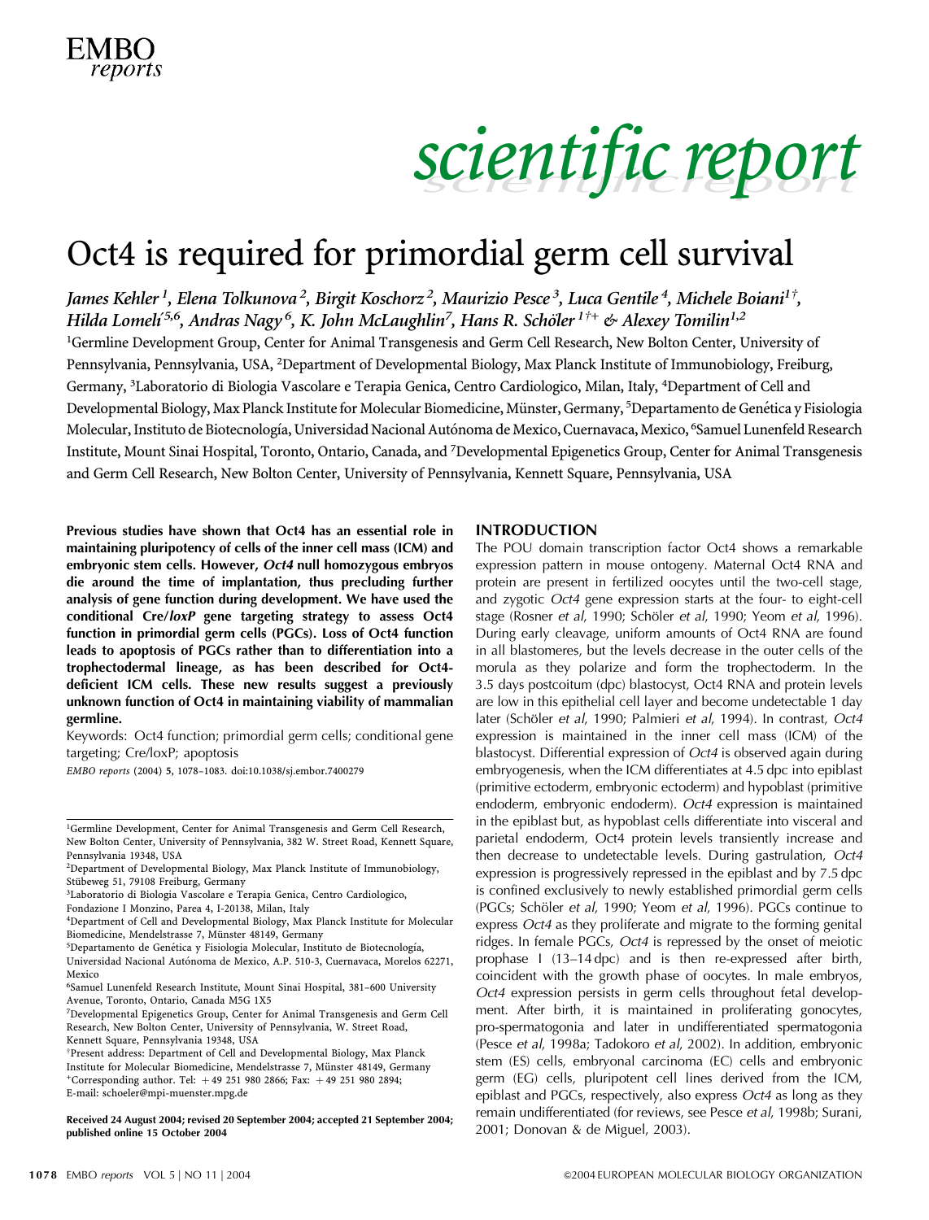# Oct4 is required for primordial germ cell survival

*James Kehler [1], Elena Tolkunova [2], Birgit Koschorz [2], Maurizio Pesce [3], Luca Gentile [4], Michele Boiani [1†], Hilda Lomelí [5,6], Andras Nagy [6], K. John McLaughlin [7], Hans R. Schöler [1†+] & Alexey Tomilin [1,2]*

[1]Germline Development Group, Center for Animal Transgenesis and Germ Cell Research, New Bolton Center, University of Pennsylvania, Pennsylvania, USA, [2]Department of Developmental Biology, Max Planck Institute of Immunobiology, Freiburg, Germany, [3]Laboratorio di Biologia Vascolare e Terapia Genica, Centro Cardiologico, Milan, Italy, [4]Department of Cell and Developmental Biology, Max Planck Institute for Molecular Biomedicine, Münster, Germany, [5]Departamento de Genética y Fisiologia Molecular, Instituto de Biotecnología, Universidad Nacional Autónoma de Mexico, Cuernavaca, Mexico, [6]Samuel Lunenfeld Research Institute, Mount Sinai Hospital, Toronto, Ontario, Canada, and [7]Developmental Epigenetics Group, Center for Animal Transgenesis and Germ Cell Research, New Bolton Center, University of Pennsylvania, Kennett Square, Pennsylvania, USA

**Previous studies have shown that Oct4 has an essential role in maintaining pluripotency of cells of the inner cell mass (ICM) and embryonic stem cells. However, *Oct4* null homozygous embryos die around the time of implantation, thus precluding further analysis of gene function during development. We have used the conditional Cre/*loxP* gene targeting strategy to assess Oct4 function in primordial germ cells (PGCs). Loss of Oct4 function leads to apoptosis of PGCs rather than to differentiation into a trophectodermal lineage, as has been described for Oct4-deficient ICM cells. These new results suggest a previously unknown function of Oct4 in maintaining viability of mammalian germline.**

Keywords: Oct4 function; primordial germ cells; conditional gene targeting; Cre/loxP; apoptosis

*EMBO reports* (2004) **5**, 1078–1083. doi:10.1038/sj.embor.7400279

[1]Germline Development, Center for Animal Transgenesis and Germ Cell Research, New Bolton Center, University of Pennsylvania, 382 W. Street Road, Kennett Square, Pennsylvania 19348, USA
[2]Department of Developmental Biology, Max Planck Institute of Immunobiology, Stübeweg 51, 79108 Freiburg, Germany
[3]Laboratorio di Biologia Vascolare e Terapia Genica, Centro Cardiologico, Fondazione I Monzino, Parea 4, I-20138, Milan, Italy
[4]Department of Cell and Developmental Biology, Max Planck Institute for Molecular Biomedicine, Mendelstrasse 7, Münster 48149, Germany
[5]Departamento de Genética y Fisiologia Molecular, Instituto de Biotecnología, Universidad Nacional Autónoma de Mexico, A.P. 510-3, Cuernavaca, Morelos 62271, Mexico
[6]Samuel Lunenfeld Research Institute, Mount Sinai Hospital, 381–600 University Avenue, Toronto, Ontario, Canada M5G 1X5
[7]Developmental Epigenetics Group, Center for Animal Transgenesis and Germ Cell Research, New Bolton Center, University of Pennsylvania, W. Street Road, Kennett Square, Pennsylvania 19348, USA
[†]Present address: Department of Cell and Developmental Biology, Max Planck Institute for Molecular Biomedicine, Mendelstrasse 7, Münster 48149, Germany
[+]Corresponding author. Tel: +49 251 980 2866; Fax: +49 251 980 2894; E-mail: schoeler@mpi-muenster.mpg.de

**Received 24 August 2004; revised 20 September 2004; accepted 21 September 2004; published online 15 October 2004**

## INTRODUCTION

The POU domain transcription factor Oct4 shows a remarkable expression pattern in mouse ontogeny. Maternal Oct4 RNA and protein are present in fertilized oocytes until the two-cell stage, and zygotic *Oct4* gene expression starts at the four- to eight-cell stage (Rosner *et al*, 1990; Schöler *et al*, 1990; Yeom *et al*, 1996). During early cleavage, uniform amounts of Oct4 RNA are found in all blastomeres, but the levels decrease in the outer cells of the morula as they polarize and form the trophectoderm. In the 3.5 days postcoitum (dpc) blastocyst, Oct4 RNA and protein levels are low in this epithelial cell layer and become undetectable 1 day later (Schöler *et al*, 1990; Palmieri *et al*, 1994). In contrast, *Oct4* expression is maintained in the inner cell mass (ICM) of the blastocyst. Differential expression of *Oct4* is observed again during embryogenesis, when the ICM differentiates at 4.5 dpc into epiblast (primitive ectoderm, embryonic ectoderm) and hypoblast (primitive endoderm, embryonic endoderm). *Oct4* expression is maintained in the epiblast but, as hypoblast cells differentiate into visceral and parietal endoderm, Oct4 protein levels transiently increase and then decrease to undetectable levels. During gastrulation, *Oct4* expression is progressively repressed in the epiblast and by 7.5 dpc is confined exclusively to newly established primordial germ cells (PGCs; Schöler *et al*, 1990; Yeom *et al*, 1996). PGCs continue to express *Oct4* as they proliferate and migrate to the forming genital ridges. In female PGCs, *Oct4* is repressed by the onset of meiotic prophase I (13–14 dpc) and is then re-expressed after birth, coincident with the growth phase of oocytes. In male embryos, *Oct4* expression persists in germ cells throughout fetal development. After birth, it is maintained in proliferating gonocytes, pro-spermatogonia and later in undifferentiated spermatogonia (Pesce *et al*, 1998a; Tadokoro *et al*, 2002). In addition, embryonic stem (ES) cells, embryonal carcinoma (EC) cells and embryonic germ (EG) cells, pluripotent cell lines derived from the ICM, epiblast and PGCs, respectively, also express *Oct4* as long as they remain undifferentiated (for reviews, see Pesce *et al*, 1998b; Surani, 2001; Donovan & de Miguel, 2003).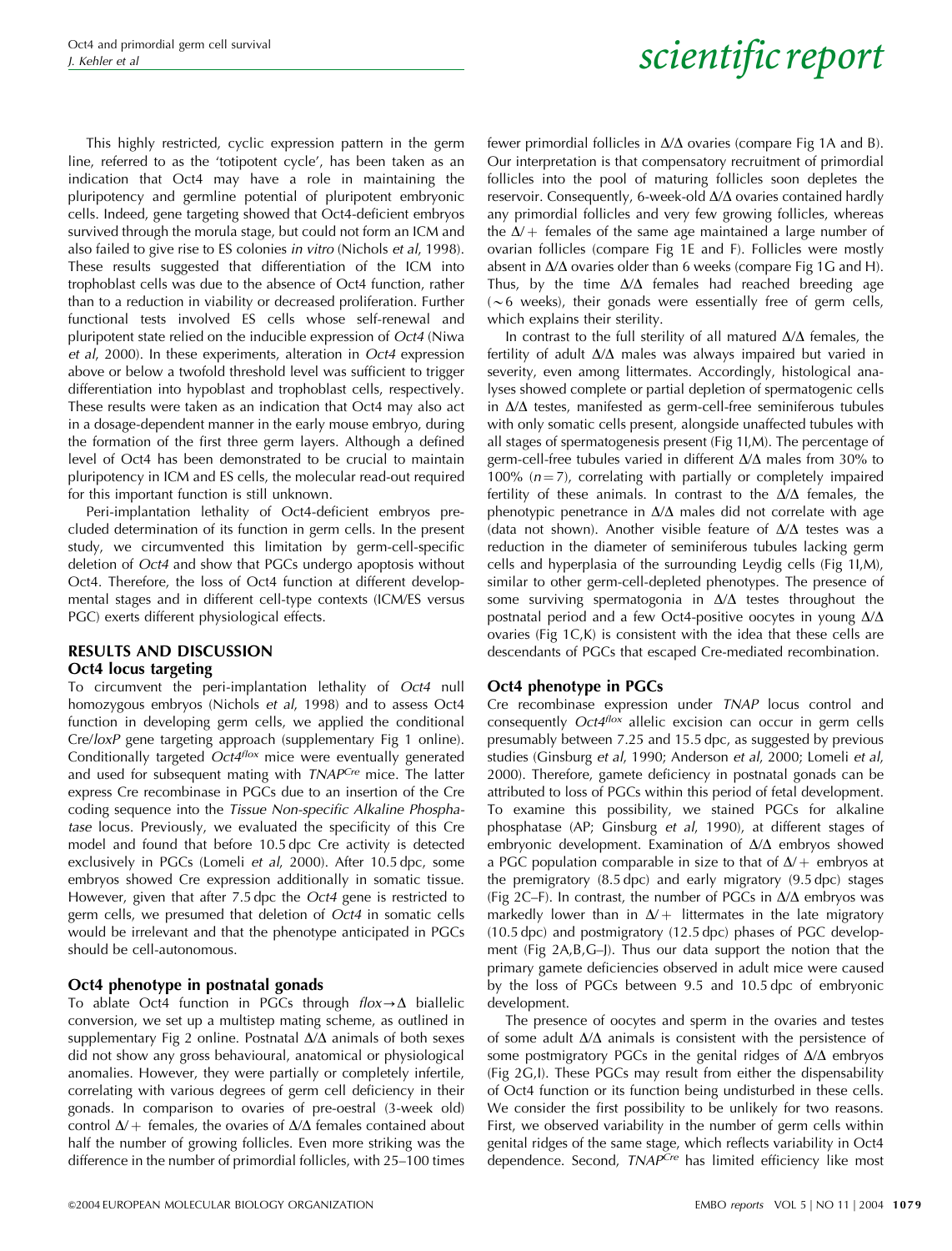This highly restricted, cyclic expression pattern in the germ line, referred to as the 'totipotent cycle', has been taken as an indication that Oct4 may have a role in maintaining the pluripotency and germline potential of pluripotent embryonic cells. Indeed, gene targeting showed that Oct4-deficient embryos survived through the morula stage, but could not form an ICM and also failed to give rise to ES colonies *in vitro* (Nichols *et al*, 1998). These results suggested that differentiation of the ICM into trophoblast cells was due to the absence of Oct4 function, rather than to a reduction in viability or decreased proliferation. Further functional tests involved ES cells whose self-renewal and pluripotent state relied on the inducible expression of *Oct4* (Niwa *et al*, 2000). In these experiments, alteration in *Oct4* expression above or below a twofold threshold level was sufficient to trigger differentiation into hypoblast and trophoblast cells, respectively. These results were taken as an indication that Oct4 may also act in a dosage-dependent manner in the early mouse embryo, during the formation of the first three germ layers. Although a defined level of Oct4 has been demonstrated to be crucial to maintain pluripotency in ICM and ES cells, the molecular read-out required for this important function is still unknown.

Peri-implantation lethality of Oct4-deficient embryos precluded determination of its function in germ cells. In the present study, we circumvented this limitation by germ-cell-specific deletion of *Oct4* and show that PGCs undergo apoptosis without Oct4. Therefore, the loss of Oct4 function at different developmental stages and in different cell-type contexts (ICM/ES versus PGC) exerts different physiological effects.

## RESULTS AND DISCUSSION

### Oct4 locus targeting

To circumvent the peri-implantation lethality of *Oct4* null homozygous embryos (Nichols *et al*, 1998) and to assess Oct4 function in developing germ cells, we applied the conditional Cre/*loxP* gene targeting approach (supplementary Fig 1 online). Conditionally targeted *Oct4*$^{flox}$ mice were eventually generated and used for subsequent mating with *TNAP*$^{Cre}$ mice. The latter express Cre recombinase in PGCs due to an insertion of the Cre coding sequence into the *Tissue Non-specific Alkaline Phosphatase* locus. Previously, we evaluated the specificity of this Cre model and found that before 10.5 dpc Cre activity is detected exclusively in PGCs (Lomeli *et al*, 2000). After 10.5 dpc, some embryos showed Cre expression additionally in somatic tissue. However, given that after 7.5 dpc the *Oct4* gene is restricted to germ cells, we presumed that deletion of *Oct4* in somatic cells would be irrelevant and that the phenotype anticipated in PGCs should be cell-autonomous.

### Oct4 phenotype in postnatal gonads

To ablate Oct4 function in PGCs through *flox*→Δ biallelic conversion, we set up a multistep mating scheme, as outlined in supplementary Fig 2 online. Postnatal Δ/Δ animals of both sexes did not show any gross behavioural, anatomical or physiological anomalies. However, they were partially or completely infertile, correlating with various degrees of germ cell deficiency in their gonads. In comparison to ovaries of pre-oestral (3-week old) control Δ/+ females, the ovaries of Δ/Δ females contained about half the number of growing follicles. Even more striking was the difference in the number of primordial follicles, with 25–100 times fewer primordial follicles in Δ/Δ ovaries (compare Fig 1A and B). Our interpretation is that compensatory recruitment of primordial follicles into the pool of maturing follicles soon depletes the reservoir. Consequently, 6-week-old Δ/Δ ovaries contained hardly any primordial follicles and very few growing follicles, whereas the Δ/+ females of the same age maintained a large number of ovarian follicles (compare Fig 1E and F). Follicles were mostly absent in Δ/Δ ovaries older than 6 weeks (compare Fig 1G and H). Thus, by the time Δ/Δ females had reached breeding age (~6 weeks), their gonads were essentially free of germ cells, which explains their sterility.

In contrast to the full sterility of all matured Δ/Δ females, the fertility of adult Δ/Δ males was always impaired but varied in severity, even among littermates. Accordingly, histological analyses showed complete or partial depletion of spermatogenic cells in Δ/Δ testes, manifested as germ-cell-free seminiferous tubules with only somatic cells present, alongside unaffected tubules with all stages of spermatogenesis present (Fig 1I,M). The percentage of germ-cell-free tubules varied in different Δ/Δ males from 30% to 100% ($n = 7$), correlating with partially or completely impaired fertility of these animals. In contrast to the Δ/Δ females, the phenotypic penetrance in Δ/Δ males did not correlate with age (data not shown). Another visible feature of Δ/Δ testes was a reduction in the diameter of seminiferous tubules lacking germ cells and hyperplasia of the surrounding Leydig cells (Fig 1I,M), similar to other germ-cell-depleted phenotypes. The presence of some surviving spermatogonia in Δ/Δ testes throughout the postnatal period and a few Oct4-positive oocytes in young Δ/Δ ovaries (Fig 1C,K) is consistent with the idea that these cells are descendants of PGCs that escaped Cre-mediated recombination.

### Oct4 phenotype in PGCs

Cre recombinase expression under *TNAP* locus control and consequently *Oct4*$^{flox}$ allelic excision can occur in germ cells presumably between 7.25 and 15.5 dpc, as suggested by previous studies (Ginsburg *et al*, 1990; Anderson *et al*, 2000; Lomeli *et al*, 2000). Therefore, gamete deficiency in postnatal gonads can be attributed to loss of PGCs within this period of fetal development. To examine this possibility, we stained PGCs for alkaline phosphatase (AP; Ginsburg *et al*, 1990), at different stages of embryonic development. Examination of Δ/Δ embryos showed a PGC population comparable in size to that of Δ/+ embryos at the premigratory (8.5 dpc) and early migratory (9.5 dpc) stages (Fig 2C–F). In contrast, the number of PGCs in Δ/Δ embryos was markedly lower than in Δ/+ littermates in the late migratory (10.5 dpc) and postmigratory (12.5 dpc) phases of PGC development (Fig 2A,B,G–J). Thus our data support the notion that the primary gamete deficiencies observed in adult mice were caused by the loss of PGCs between 9.5 and 10.5 dpc of embryonic development.

The presence of oocytes and sperm in the ovaries and testes of some adult Δ/Δ animals is consistent with the persistence of some postmigratory PGCs in the genital ridges of Δ/Δ embryos (Fig 2G,I). These PGCs may result from either the dispensability of Oct4 function or its function being undisturbed in these cells. We consider the first possibility to be unlikely for two reasons. First, we observed variability in the number of germ cells within genital ridges of the same stage, which reflects variability in Oct4 dependence. Second, *TNAP*$^{Cre}$ has limited efficiency like most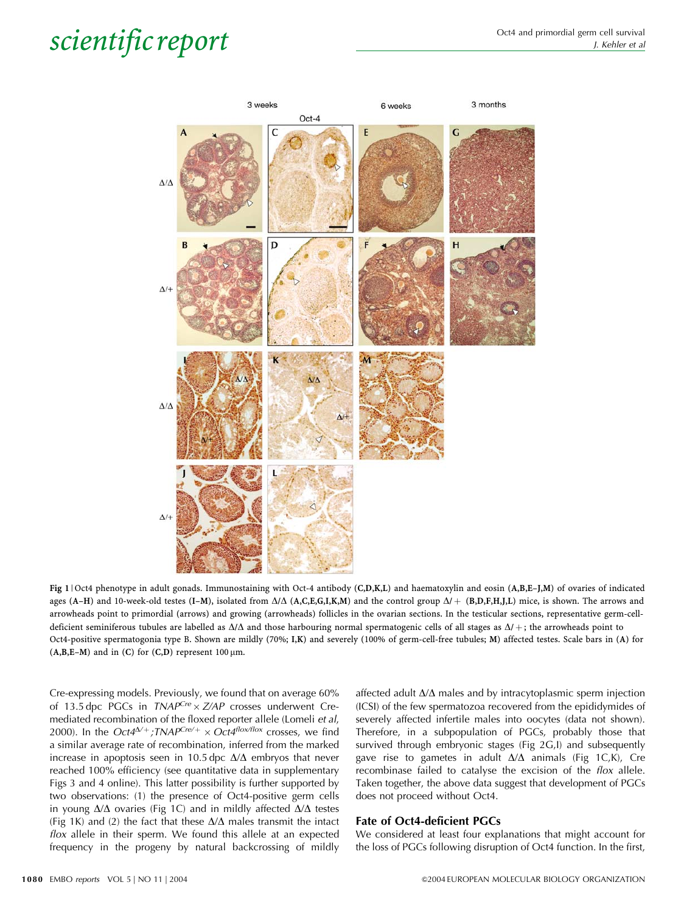**Fig 1** | Oct4 phenotype in adult gonads. Immunostaining with Oct-4 antibody (**C,D,K,L**) and haematoxylin and eosin (**A,B,E–J,M**) of ovaries of indicated ages (**A–H**) and 10-week-old testes (**I–M**), isolated from Δ/Δ (**A,C,E,G,I,K,M**) and the control group Δ/+ (**B,D,F,H,J,L**) mice, is shown. The arrows and arrowheads point to primordial (arrows) and growing (arrowheads) follicles in the ovarian sections. In the testicular sections, representative germ-cell-deficient seminiferous tubules are labelled as Δ/Δ and those harbouring normal spermatogenic cells of all stages as Δ/+; the arrowheads point to Oct4-positive spermatogonia type B. Shown are mildly (70%; **I,K**) and severely (100% of germ-cell-free tubules; **M**) affected testes. Scale bars in (**A**) for (**A,B,E–M**) and in (**C**) for (**C,D**) represent 100 μm.

Cre-expressing models. Previously, we found that on average 60% of 13.5 dpc PGCs in *TNAP*$^{Cre}$ × *Z/AP* crosses underwent Cre-mediated recombination of the floxed reporter allele (Lomeli *et al*, 2000). In the *Oct4*$^{\Delta/+}$;*TNAP*$^{Cre/+}$ × *Oct4*$^{flox/flox}$ crosses, we find a similar average rate of recombination, inferred from the marked increase in apoptosis seen in 10.5 dpc Δ/Δ embryos that never reached 100% efficiency (see quantitative data in supplementary Figs 3 and 4 online). This latter possibility is further supported by two observations: (1) the presence of Oct4-positive germ cells in young Δ/Δ ovaries (Fig 1C) and in mildly affected Δ/Δ testes (Fig 1K) and (2) the fact that these Δ/Δ males transmit the intact *flox* allele in their sperm. We found this allele at an expected frequency in the progeny by natural backcrossing of mildly affected adult Δ/Δ males and by intracytoplasmic sperm injection (ICSI) of the few spermatozoa recovered from the epididymides of severely affected infertile males into oocytes (data not shown). Therefore, in a subpopulation of PGCs, probably those that survived through embryonic stages (Fig 2G,I) and subsequently gave rise to gametes in adult Δ/Δ animals (Fig 1C,K), Cre recombinase failed to catalyse the excision of the *flox* allele. Taken together, the above data suggest that development of PGCs does not proceed without Oct4.

## Fate of Oct4-deficient PGCs

We considered at least four explanations that might account for the loss of PGCs following disruption of Oct4 function. In the first,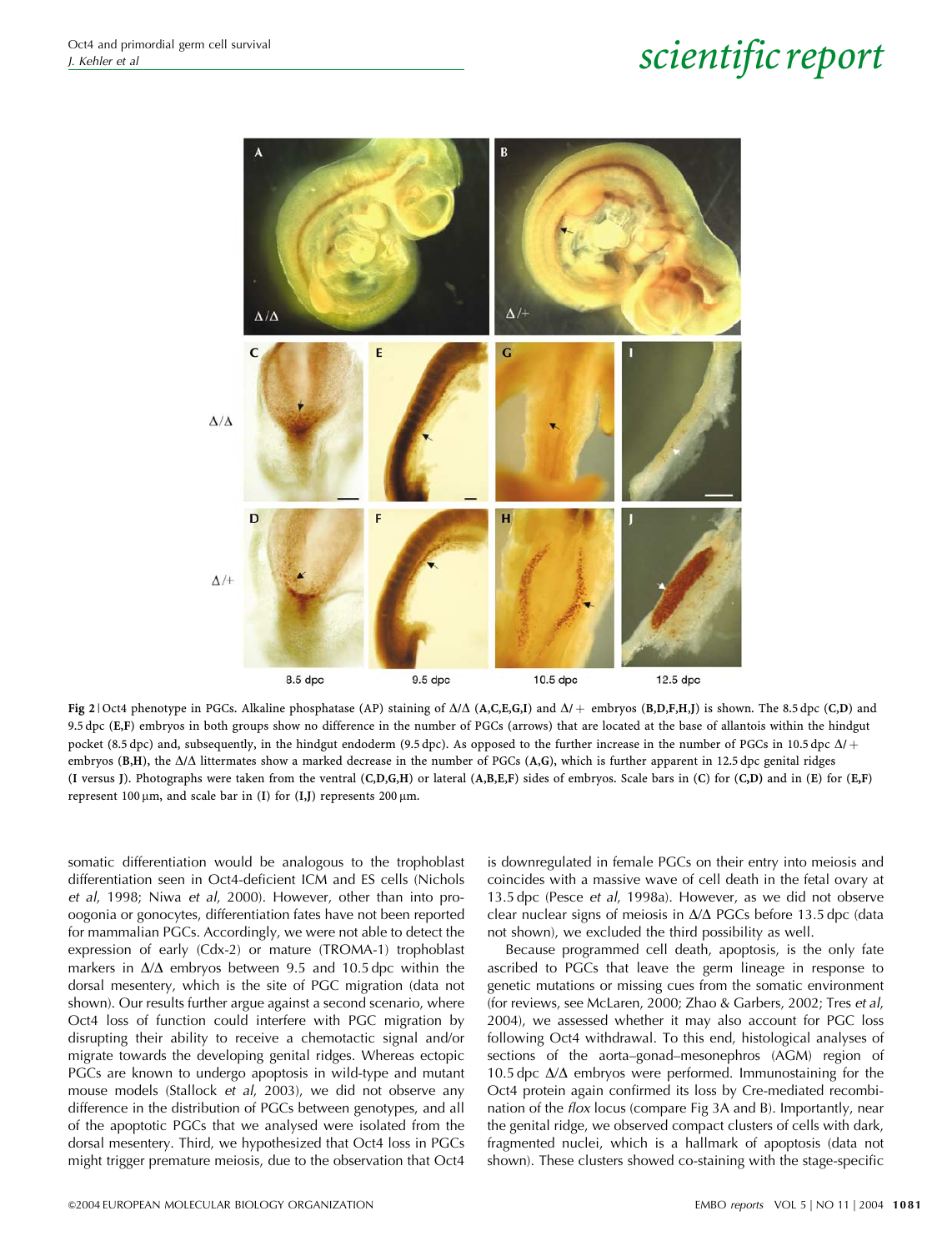**Fig 2** | Oct4 phenotype in PGCs. Alkaline phosphatase (AP) staining of Δ/Δ (**A,C,E,G,I**) and Δ/+ embryos (**B,D,F,H,J**) is shown. The 8.5 dpc (**C,D**) and 9.5 dpc (**E,F**) embryos in both groups show no difference in the number of PGCs (arrows) that are located at the base of allantois within the hindgut pocket (8.5 dpc) and, subsequently, in the hindgut endoderm (9.5 dpc). As opposed to the further increase in the number of PGCs in 10.5 dpc Δ/+ embryos (**B,H**), the Δ/Δ littermates show a marked decrease in the number of PGCs (**A,G**), which is further apparent in 12.5 dpc genital ridges (**I** versus **J**). Photographs were taken from the ventral (**C,D,G,H**) or lateral (**A,B,E,F**) sides of embryos. Scale bars in (**C**) for (**C,D**) and in (**E**) for (**E,F**) represent 100 μm, and scale bar in (**I**) for (**I,J**) represents 200 μm.

somatic differentiation would be analogous to the trophoblast differentiation seen in Oct4-deficient ICM and ES cells (Nichols *et al*, 1998; Niwa *et al*, 2000). However, other than into pro-oogonia or gonocytes, differentiation fates have not been reported for mammalian PGCs. Accordingly, we were not able to detect the expression of early (Cdx-2) or mature (TROMA-1) trophoblast markers in Δ/Δ embryos between 9.5 and 10.5 dpc within the dorsal mesentery, which is the site of PGC migration (data not shown). Our results further argue against a second scenario, where Oct4 loss of function could interfere with PGC migration by disrupting their ability to receive a chemotactic signal and/or migrate towards the developing genital ridges. Whereas ectopic PGCs are known to undergo apoptosis in wild-type and mutant mouse models (Stallock *et al*, 2003), we did not observe any difference in the distribution of PGCs between genotypes, and all of the apoptotic PGCs that we analysed were isolated from the dorsal mesentery. Third, we hypothesized that Oct4 loss in PGCs might trigger premature meiosis, due to the observation that Oct4 is downregulated in female PGCs on their entry into meiosis and coincides with a massive wave of cell death in the fetal ovary at 13.5 dpc (Pesce *et al*, 1998a). However, as we did not observe clear nuclear signs of meiosis in Δ/Δ PGCs before 13.5 dpc (data not shown), we excluded the third possibility as well.

Because programmed cell death, apoptosis, is the only fate ascribed to PGCs that leave the germ lineage in response to genetic mutations or missing cues from the somatic environment (for reviews, see McLaren, 2000; Zhao & Garbers, 2002; Tres *et al*, 2004), we assessed whether it may also account for PGC loss following Oct4 withdrawal. To this end, histological analyses of sections of the aorta–gonad–mesonephros (AGM) region of 10.5 dpc Δ/Δ embryos were performed. Immunostaining for the Oct4 protein again confirmed its loss by Cre-mediated recombination of the *flox* locus (compare Fig 3A and B). Importantly, near the genital ridge, we observed compact clusters of cells with dark, fragmented nuclei, which is a hallmark of apoptosis (data not shown). These clusters showed co-staining with the stage-specific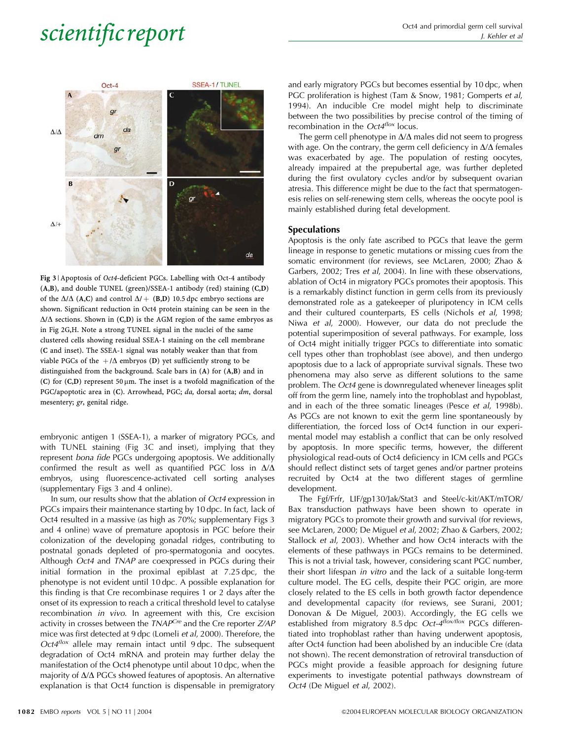Fig 3 | Apoptosis of *Oct4*-deficient PGCs. Labelling with Oct-4 antibody (**A**,**B**), and double TUNEL (green)/SSEA-1 antibody (red) staining (**C**,**D**) of the Δ/Δ (**A**,**C**) and control Δ/+ (**B**,**D**) 10.5 dpc embryo sections are shown. Significant reduction in Oct4 protein staining can be seen in the Δ/Δ sections. Shown in (**C**,**D**) is the AGM region of the same embryos as in Fig 2G,H. Note a strong TUNEL signal in the nuclei of the same clustered cells showing residual SSEA-1 staining on the cell membrane (**C** and inset). The SSEA-1 signal was notably weaker than that from viable PGCs of the +/Δ embryos (**D**) yet sufficiently strong to be distinguished from the background. Scale bars in (**A**) for (**A**,**B**) and in (**C**) for (**C**,**D**) represent 50 μm. The inset is a twofold magnification of the PGC/apoptotic area in (**C**). Arrowhead, PGC; *da*, dorsal aorta; *dm*, dorsal mesentery; *gr*, genital ridge.

embryonic antigen 1 (SSEA-1), a marker of migratory PGCs, and with TUNEL staining (Fig 3C and inset), implying that they represent *bona fide* PGCs undergoing apoptosis. We additionally confirmed the result as well as quantified PGC loss in Δ/Δ embryos, using fluorescence-activated cell sorting analyses (supplementary Figs 3 and 4 online).

In sum, our results show that the ablation of *Oct4* expression in PGCs impairs their maintenance starting by 10 dpc. In fact, lack of Oct4 resulted in a massive (as high as 70%; supplementary Figs 3 and 4 online) wave of premature apoptosis in PGC before their colonization of the developing gonadal ridges, contributing to postnatal gonads depleted of pro-spermatogonia and oocytes. Although *Oct4* and *TNAP* are coexpressed in PGCs during their initial formation in the proximal epiblast at 7.25 dpc, the phenotype is not evident until 10 dpc. A possible explanation for this finding is that Cre recombinase requires 1 or 2 days after the onset of its expression to reach a critical threshold level to catalyse recombination *in vivo*. In agreement with this, Cre excision activity in crosses between the *TNAP*$^{Cre}$ and the Cre reporter *Z/AP* mice was first detected at 9 dpc (Lomeli *et al*, 2000). Therefore, the *Oct4*$^{flox}$ allele may remain intact until 9 dpc. The subsequent degradation of Oct4 mRNA and protein may further delay the manifestation of the Oct4 phenotype until about 10 dpc, when the majority of Δ/Δ PGCs showed features of apoptosis. An alternative explanation is that Oct4 function is dispensable in premigratory and early migratory PGCs but becomes essential by 10 dpc, when PGC proliferation is highest (Tam & Snow, 1981; Gomperts *et al*, 1994). An inducible Cre model might help to discriminate between the two possibilities by precise control of the timing of recombination in the *Oct4*$^{flox}$ locus.

The germ cell phenotype in Δ/Δ males did not seem to progress with age. On the contrary, the germ cell deficiency in Δ/Δ females was exacerbated by age. The population of resting oocytes, already impaired at the prepubertal age, was further depleted during the first ovulatory cycles and/or by subsequent ovarian atresia. This difference might be due to the fact that spermatogenesis relies on self-renewing stem cells, whereas the oocyte pool is mainly established during fetal development.

## Speculations

Apoptosis is the only fate ascribed to PGCs that leave the germ lineage in response to genetic mutations or missing cues from the somatic environment (for reviews, see McLaren, 2000; Zhao & Garbers, 2002; Tres *et al*, 2004). In line with these observations, ablation of Oct4 in migratory PGCs promotes their apoptosis. This is a remarkably distinct function in germ cells from its previously demonstrated role as a gatekeeper of pluripotency in ICM cells and their cultured counterparts, ES cells (Nichols *et al*, 1998; Niwa *et al*, 2000). However, our data do not preclude the potential superimposition of several pathways. For example, loss of Oct4 might initially trigger PGCs to differentiate into somatic cell types other than trophoblast (see above), and then undergo apoptosis due to a lack of appropriate survival signals. These two phenomena may also serve as different solutions to the same problem. The *Oct4* gene is downregulated whenever lineages split off from the germ line, namely into the trophoblast and hypoblast, and in each of the three somatic lineages (Pesce *et al*, 1998b). As PGCs are not known to exit the germ line spontaneously by differentiation, the forced loss of Oct4 function in our experimental model may establish a conflict that can be only resolved by apoptosis. In more specific terms, however, the different physiological read-outs of Oct4 deficiency in ICM cells and PGCs should reflect distinct sets of target genes and/or partner proteins recruited by Oct4 at the two different stages of germline development.

The Fgf/Frfr, LIF/gp130/Jak/Stat3 and Steel/c-kit/AKT/mTOR/Bax transduction pathways have been shown to operate in migratory PGCs to promote their growth and survival (for reviews, see McLaren, 2000; De Miguel *et al*, 2002; Zhao & Garbers, 2002; Stallock *et al*, 2003). Whether and how Oct4 interacts with the elements of these pathways in PGCs remains to be determined. This is not a trivial task, however, considering scant PGC number, their short lifespan *in vitro* and the lack of a suitable long-term culture model. The EG cells, despite their PGC origin, are more closely related to the ES cells in both growth factor dependence and developmental capacity (for reviews, see Surani, 2001; Donovan & De Miguel, 2003). Accordingly, the EG cells we established from migratory 8.5 dpc *Oct-4*$^{flox/flox}$ PGCs differentiated into trophoblast rather than having underwent apoptosis, after Oct4 function had been abolished by an inducible Cre (data not shown). The recent demonstration of retroviral transduction of PGCs might provide a feasible approach for designing future experiments to investigate potential pathways downstream of *Oct4* (De Miguel *et al*, 2002).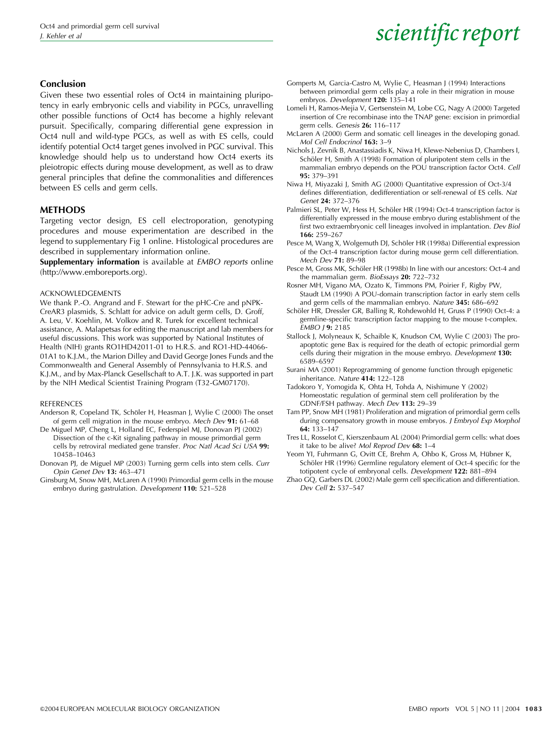## Conclusion

Given these two essential roles of Oct4 in maintaining pluripotency in early embryonic cells and viability in PGCs, unravelling other possible functions of Oct4 has become a highly relevant pursuit. Specifically, comparing differential gene expression in Oct4 null and wild-type PGCs, as well as with ES cells, could identify potential Oct4 target genes involved in PGC survival. This knowledge should help us to understand how Oct4 exerts its pleiotropic effects during mouse development, as well as to draw general principles that define the commonalities and differences between ES cells and germ cells.

## METHODS

Targeting vector design, ES cell electroporation, genotyping procedures and mouse experimentation are described in the legend to supplementary Fig 1 online. Histological procedures are described in supplementary information online.

**Supplementary information** is available at *EMBO reports* online (http://www.emboreports.org).

### ACKNOWLEDGEMENTS

We thank P.-O. Angrand and F. Stewart for the pHC-Cre and pNPK-CreAR3 plasmids, S. Schlatt for advice on adult germ cells, D. Groff, A. Leu, V. Koehlin, M. Volkov and R. Turek for excellent technical assistance, A. Malapetsas for editing the manuscript and lab members for useful discussions. This work was supported by National Institutes of Health (NIH) grants RO1HD42011-01 to H.R.S. and RO1-HD-44066-01A1 to K.J.M., the Marion Dilley and David George Jones Funds and the Commonwealth and General Assembly of Pennsylvania to H.R.S. and K.J.M., and by Max-Planck Gesellschaft to A.T. J.K. was supported in part by the NIH Medical Scientist Training Program (T32-GM07170).

### REFERENCES

Anderson R, Copeland TK, Schöler H, Heasman J, Wylie C (2000) The onset of germ cell migration in the mouse embryo. *Mech Dev* **91:** 61–68

De Miguel MP, Cheng L, Holland EC, Federspiel MJ, Donovan PJ (2002) Dissection of the c-Kit signaling pathway in mouse primordial germ cells by retroviral mediated gene transfer. *Proc Natl Acad Sci USA* **99:** 10458–10463

Donovan PJ, de Miguel MP (2003) Turning germ cells into stem cells. *Curr Opin Genet Dev* **13:** 463–471

Ginsburg M, Snow MH, McLaren A (1990) Primordial germ cells in the mouse embryo during gastrulation. *Development* **110:** 521–528

Gomperts M, Garcia-Castro M, Wylie C, Heasman J (1994) Interactions between primordial germ cells play a role in their migration in mouse embryos. *Development* **120:** 135–141

Lomeli H, Ramos-Mejia V, Gertsenstein M, Lobe CG, Nagy A (2000) Targeted insertion of Cre recombinase into the TNAP gene: excision in primordial germ cells. *Genesis* **26:** 116–117

McLaren A (2000) Germ and somatic cell lineages in the developing gonad. *Mol Cell Endocrinol* **163:** 3–9

Nichols J, Zevnik B, Anastassiadis K, Niwa H, Klewe-Nebenius D, Chambers I, Schöler H, Smith A (1998) Formation of pluripotent stem cells in the mammalian embryo depends on the POU transcription factor Oct4. *Cell* **95:** 379–391

Niwa H, Miyazaki J, Smith AG (2000) Quantitative expression of Oct-3/4 defines differentiation, dedifferentiation or self-renewal of ES cells. *Nat Genet* **24:** 372–376

Palmieri SL, Peter W, Hess H, Schöler HR (1994) Oct-4 transcription factor is differentially expressed in the mouse embryo during establishment of the first two extraembryonic cell lineages involved in implantation. *Dev Biol* **166:** 259–267

Pesce M, Wang X, Wolgemuth DJ, Schöler HR (1998a) Differential expression of the Oct-4 transcription factor during mouse germ cell differentiation. *Mech Dev* **71:** 89–98

Pesce M, Gross MK, Schöler HR (1998b) In line with our ancestors: Oct-4 and the mammalian germ. *BioEssays* **20:** 722–732

Rosner MH, Vigano MA, Ozato K, Timmons PM, Poirier F, Rigby PW, Staudt LM (1990) A POU-domain transcription factor in early stem cells and germ cells of the mammalian embryo. *Nature* **345:** 686–692

Schöler HR, Dressler GR, Balling R, Rohdewohld H, Gruss P (1990) Oct-4: a germline-specific transcription factor mapping to the mouse t-complex. *EMBO J* **9:** 2185

Stallock J, Molyneaux K, Schaible K, Knudson CM, Wylie C (2003) The pro-apoptotic gene Bax is required for the death of ectopic primordial germ cells during their migration in the mouse embryo. *Development* **130:** 6589–6597

Surani MA (2001) Reprogramming of genome function through epigenetic inheritance. *Nature* **414:** 122–128

Tadokoro Y, Yomogida K, Ohta H, Tohda A, Nishimune Y (2002) Homeostatic regulation of germinal stem cell proliferation by the GDNF/FSH pathway. *Mech Dev* **113:** 29–39

Tam PP, Snow MH (1981) Proliferation and migration of primordial germ cells during compensatory growth in mouse embryos. *J Embryol Exp Morphol* **64:** 133–147

Tres LL, Rosselot C, Kierszenbaum AL (2004) Primordial germ cells: what does it take to be alive? *Mol Reprod Dev* **68:** 1–4

Yeom YI, Fuhrmann G, Ovitt CE, Brehm A, Ohbo K, Gross M, Hübner K, Schöler HR (1996) Germline regulatory element of Oct-4 specific for the totipotent cycle of embryonal cells. *Development* **122:** 881–894

Zhao GQ, Garbers DL (2002) Male germ cell specification and differentiation. *Dev Cell* **2:** 537–547